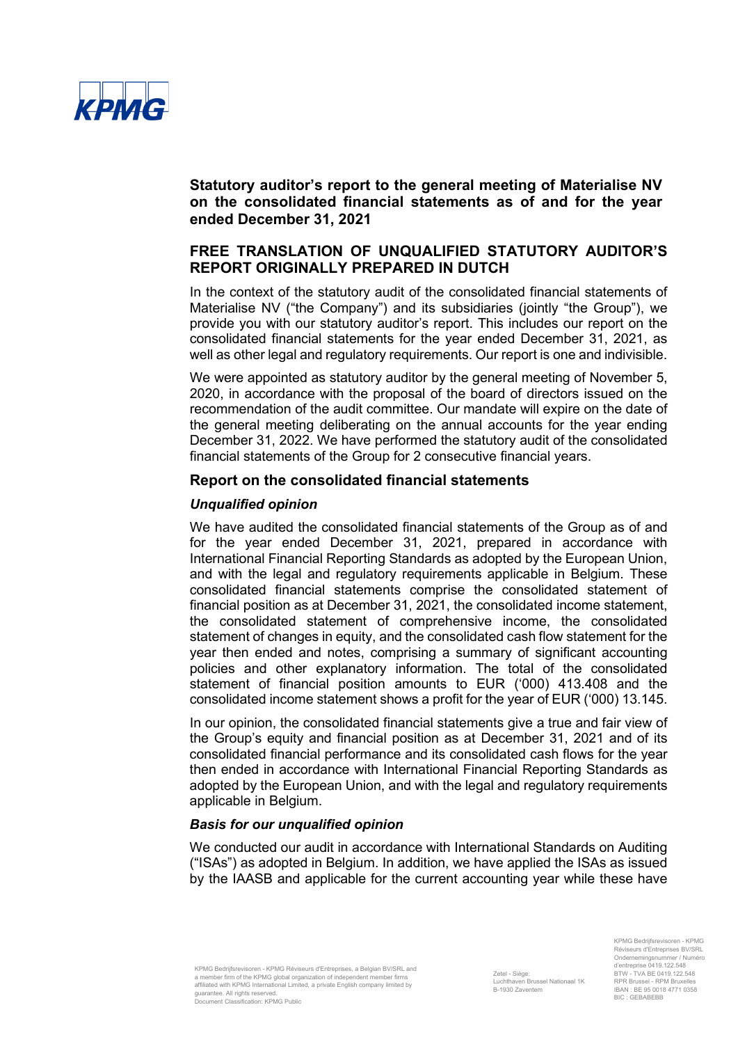# Statutory auditor's report to the general meeting of Materialise NV on the consolidated financial statements as of and for the year ended December 31, 2021

## FREE TRANSLATION OF UNQUALIFIED STATUTORY AUDITOR'S REPORT ORIGINALLY PREPARED IN DUTCH

In the context of the statutory audit of the consolidated financial statements of Materialise NV ("the Company") and its subsidiaries (jointly "the Group"), we provide you with our statutory auditor's report. This includes our report on the consolidated financial statements for the year ended December 31, 2021, as well as other legal and regulatory requirements. Our report is one and indivisible.

We were appointed as statutory auditor by the general meeting of November 5, 2020, in accordance with the proposal of the board of directors issued on the recommendation of the audit committee. Our mandate will expire on the date of the general meeting deliberating on the annual accounts for the year ending December 31, 2022. We have performed the statutory audit of the consolidated financial statements of the Group for 2 consecutive financial years.

## Report on the consolidated financial statements

### *Unqualified opinion*

We have audited the consolidated financial statements of the Group as of and for the year ended December 31, 2021, prepared in accordance with International Financial Reporting Standards as adopted by the European Union, and with the legal and regulatory requirements applicable in Belgium. These consolidated financial statements comprise the consolidated statement of financial position as at December 31, 2021, the consolidated income statement, the consolidated statement of comprehensive income, the consolidated statement of changes in equity, and the consolidated cash flow statement for the year then ended and notes, comprising a summary of significant accounting policies and other explanatory information. The total of the consolidated statement of financial position amounts to EUR ('000) 413.408 and the consolidated income statement shows a profit for the year of EUR ('000) 13.145.

In our opinion, the consolidated financial statements give a true and fair view of the Group's equity and financial position as at December 31, 2021 and of its consolidated financial performance and its consolidated cash flows for the year then ended in accordance with International Financial Reporting Standards as adopted by the European Union, and with the legal and regulatory requirements applicable in Belgium.

### *Basis for our unqualified opinion*

We conducted our audit in accordance with International Standards on Auditing ("ISAs") as adopted in Belgium. In addition, we have applied the ISAs as issued by the IAASB and applicable for the current accounting year while these have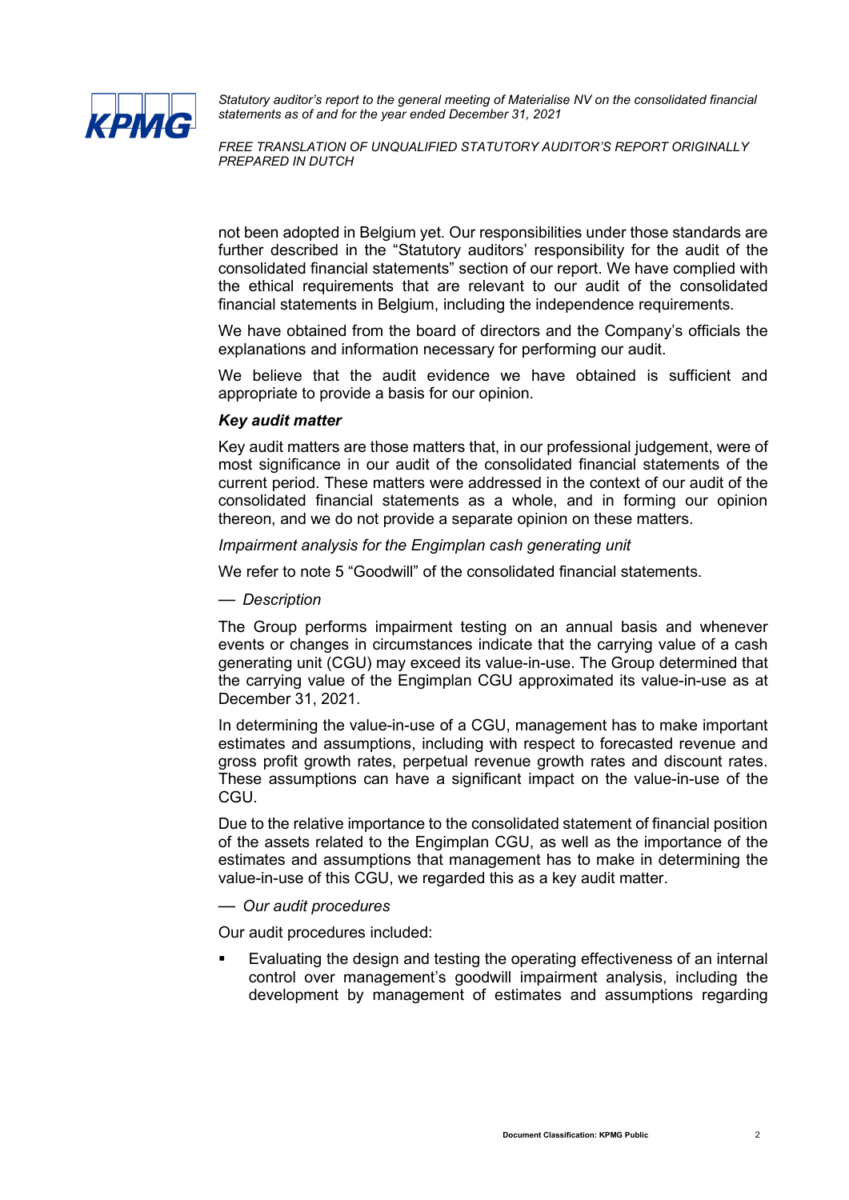not been adopted in Belgium yet. Our responsibilities under those standards are further described in the "Statutory auditors' responsibility for the audit of the consolidated financial statements" section of our report. We have complied with the ethical requirements that are relevant to our audit of the consolidated financial statements in Belgium, including the independence requirements.

We have obtained from the board of directors and the Company's officials the explanations and information necessary for performing our audit.

We believe that the audit evidence we have obtained is sufficient and appropriate to provide a basis for our opinion.

***Key audit matter***

Key audit matters are those matters that, in our professional judgement, were of most significance in our audit of the consolidated financial statements of the current period. These matters were addressed in the context of our audit of the consolidated financial statements as a whole, and in forming our opinion thereon, and we do not provide a separate opinion on these matters.

*Impairment analysis for the Engimplan cash generating unit*

We refer to note 5 "Goodwill" of the consolidated financial statements.

— *Description*

The Group performs impairment testing on an annual basis and whenever events or changes in circumstances indicate that the carrying value of a cash generating unit (CGU) may exceed its value-in-use. The Group determined that the carrying value of the Engimplan CGU approximated its value-in-use as at December 31, 2021.

In determining the value-in-use of a CGU, management has to make important estimates and assumptions, including with respect to forecasted revenue and gross profit growth rates, perpetual revenue growth rates and discount rates. These assumptions can have a significant impact on the value-in-use of the CGU.

Due to the relative importance to the consolidated statement of financial position of the assets related to the Engimplan CGU, as well as the importance of the estimates and assumptions that management has to make in determining the value-in-use of this CGU, we regarded this as a key audit matter.

— *Our audit procedures*

Our audit procedures included:

- Evaluating the design and testing the operating effectiveness of an internal control over management's goodwill impairment analysis, including the development by management of estimates and assumptions regarding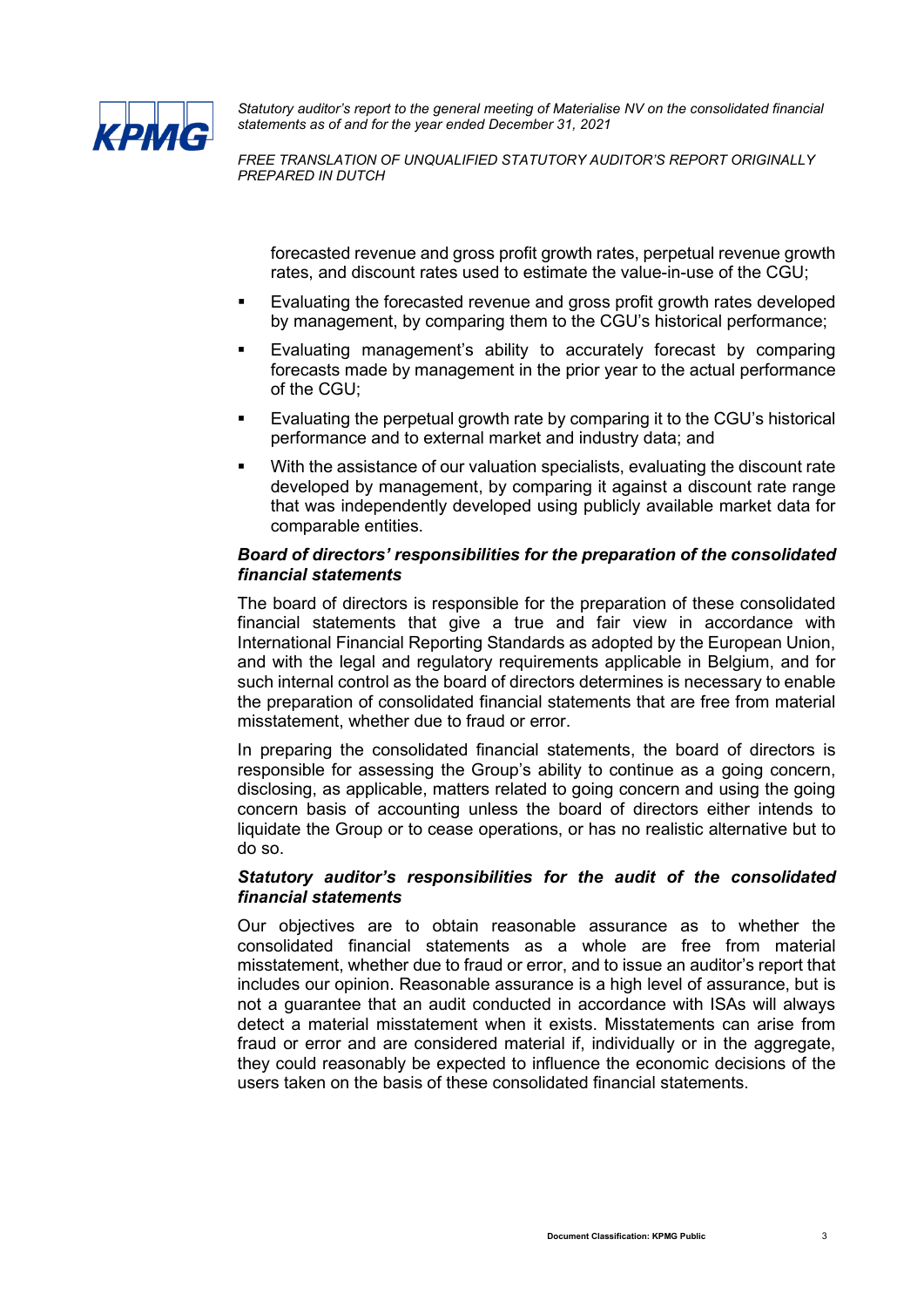forecasted revenue and gross profit growth rates, perpetual revenue growth rates, and discount rates used to estimate the value-in-use of the CGU;

- Evaluating the forecasted revenue and gross profit growth rates developed by management, by comparing them to the CGU's historical performance;
- Evaluating management's ability to accurately forecast by comparing forecasts made by management in the prior year to the actual performance of the CGU;
- Evaluating the perpetual growth rate by comparing it to the CGU's historical performance and to external market and industry data; and
- With the assistance of our valuation specialists, evaluating the discount rate developed by management, by comparing it against a discount rate range that was independently developed using publicly available market data for comparable entities.

***Board of directors' responsibilities for the preparation of the consolidated financial statements***

The board of directors is responsible for the preparation of these consolidated financial statements that give a true and fair view in accordance with International Financial Reporting Standards as adopted by the European Union, and with the legal and regulatory requirements applicable in Belgium, and for such internal control as the board of directors determines is necessary to enable the preparation of consolidated financial statements that are free from material misstatement, whether due to fraud or error.

In preparing the consolidated financial statements, the board of directors is responsible for assessing the Group's ability to continue as a going concern, disclosing, as applicable, matters related to going concern and using the going concern basis of accounting unless the board of directors either intends to liquidate the Group or to cease operations, or has no realistic alternative but to do so.

***Statutory auditor's responsibilities for the audit of the consolidated financial statements***

Our objectives are to obtain reasonable assurance as to whether the consolidated financial statements as a whole are free from material misstatement, whether due to fraud or error, and to issue an auditor's report that includes our opinion. Reasonable assurance is a high level of assurance, but is not a guarantee that an audit conducted in accordance with ISAs will always detect a material misstatement when it exists. Misstatements can arise from fraud or error and are considered material if, individually or in the aggregate, they could reasonably be expected to influence the economic decisions of the users taken on the basis of these consolidated financial statements.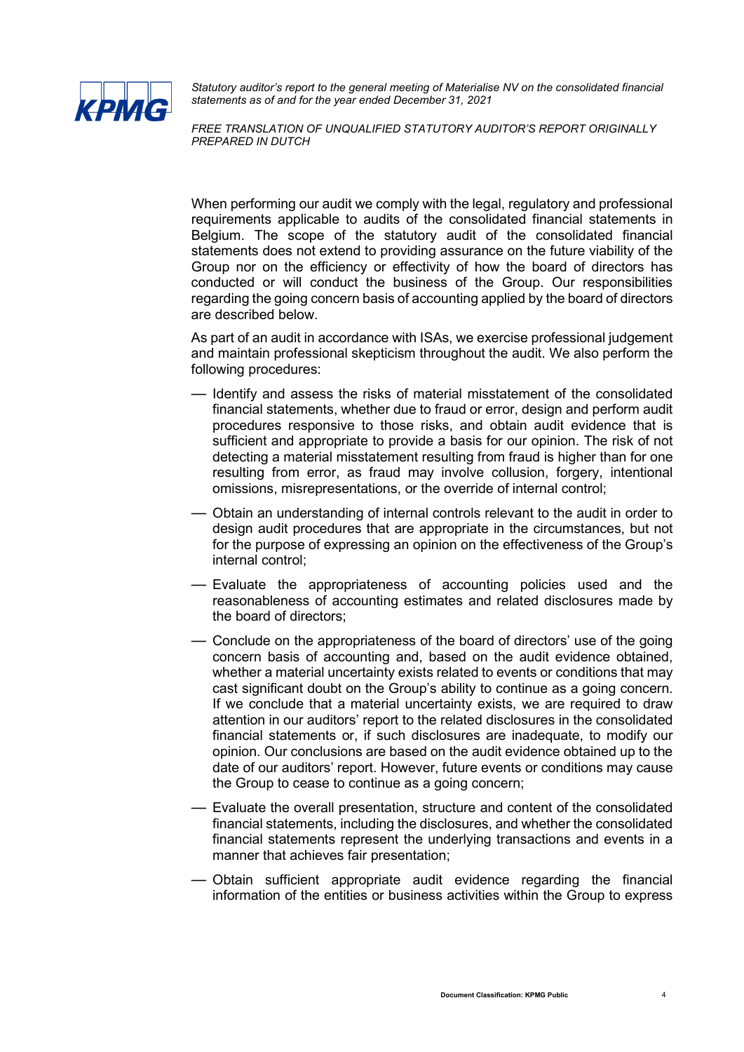When performing our audit we comply with the legal, regulatory and professional requirements applicable to audits of the consolidated financial statements in Belgium. The scope of the statutory audit of the consolidated financial statements does not extend to providing assurance on the future viability of the Group nor on the efficiency or effectivity of how the board of directors has conducted or will conduct the business of the Group. Our responsibilities regarding the going concern basis of accounting applied by the board of directors are described below.

As part of an audit in accordance with ISAs, we exercise professional judgement and maintain professional skepticism throughout the audit. We also perform the following procedures:

- Identify and assess the risks of material misstatement of the consolidated financial statements, whether due to fraud or error, design and perform audit procedures responsive to those risks, and obtain audit evidence that is sufficient and appropriate to provide a basis for our opinion. The risk of not detecting a material misstatement resulting from fraud is higher than for one resulting from error, as fraud may involve collusion, forgery, intentional omissions, misrepresentations, or the override of internal control;
- Obtain an understanding of internal controls relevant to the audit in order to design audit procedures that are appropriate in the circumstances, but not for the purpose of expressing an opinion on the effectiveness of the Group's internal control;
- Evaluate the appropriateness of accounting policies used and the reasonableness of accounting estimates and related disclosures made by the board of directors;
- Conclude on the appropriateness of the board of directors' use of the going concern basis of accounting and, based on the audit evidence obtained, whether a material uncertainty exists related to events or conditions that may cast significant doubt on the Group's ability to continue as a going concern. If we conclude that a material uncertainty exists, we are required to draw attention in our auditors' report to the related disclosures in the consolidated financial statements or, if such disclosures are inadequate, to modify our opinion. Our conclusions are based on the audit evidence obtained up to the date of our auditors' report. However, future events or conditions may cause the Group to cease to continue as a going concern;
- Evaluate the overall presentation, structure and content of the consolidated financial statements, including the disclosures, and whether the consolidated financial statements represent the underlying transactions and events in a manner that achieves fair presentation;
- Obtain sufficient appropriate audit evidence regarding the financial information of the entities or business activities within the Group to express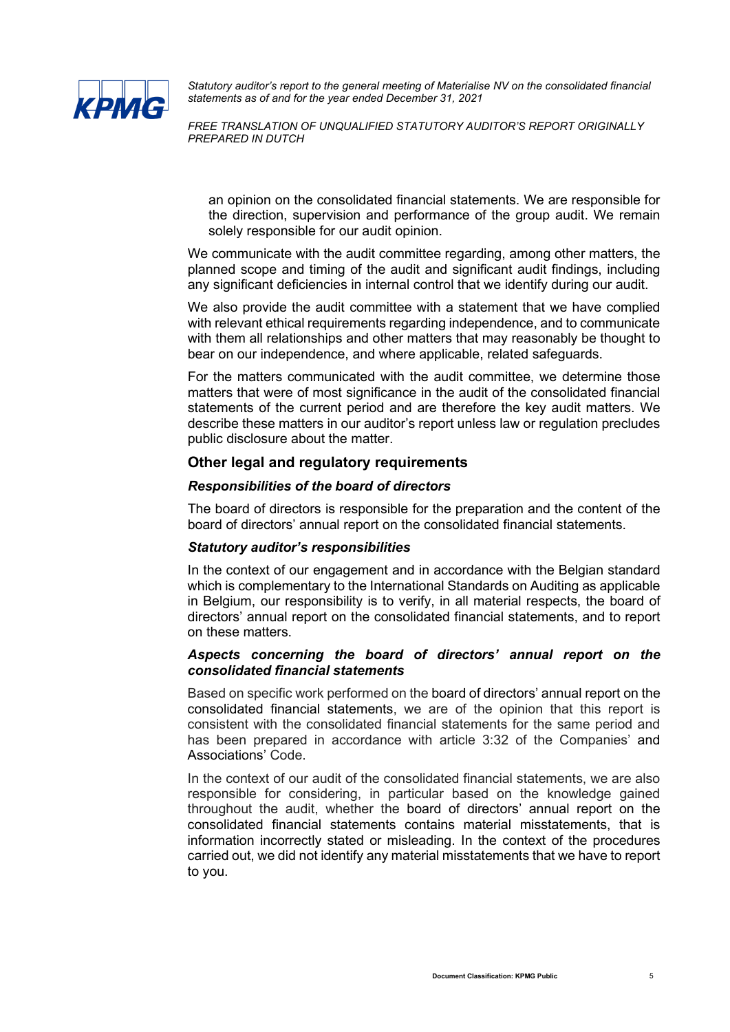an opinion on the consolidated financial statements. We are responsible for the direction, supervision and performance of the group audit. We remain solely responsible for our audit opinion.

We communicate with the audit committee regarding, among other matters, the planned scope and timing of the audit and significant audit findings, including any significant deficiencies in internal control that we identify during our audit.

We also provide the audit committee with a statement that we have complied with relevant ethical requirements regarding independence, and to communicate with them all relationships and other matters that may reasonably be thought to bear on our independence, and where applicable, related safeguards.

For the matters communicated with the audit committee, we determine those matters that were of most significance in the audit of the consolidated financial statements of the current period and are therefore the key audit matters. We describe these matters in our auditor's report unless law or regulation precludes public disclosure about the matter.

## Other legal and regulatory requirements

### *Responsibilities of the board of directors*

The board of directors is responsible for the preparation and the content of the board of directors' annual report on the consolidated financial statements.

### *Statutory auditor's responsibilities*

In the context of our engagement and in accordance with the Belgian standard which is complementary to the International Standards on Auditing as applicable in Belgium, our responsibility is to verify, in all material respects, the board of directors' annual report on the consolidated financial statements, and to report on these matters.

### *Aspects concerning the board of directors' annual report on the consolidated financial statements*

Based on specific work performed on the board of directors' annual report on the consolidated financial statements, we are of the opinion that this report is consistent with the consolidated financial statements for the same period and has been prepared in accordance with article 3:32 of the Companies' and Associations' Code.

In the context of our audit of the consolidated financial statements, we are also responsible for considering, in particular based on the knowledge gained throughout the audit, whether the board of directors' annual report on the consolidated financial statements contains material misstatements, that is information incorrectly stated or misleading. In the context of the procedures carried out, we did not identify any material misstatements that we have to report to you.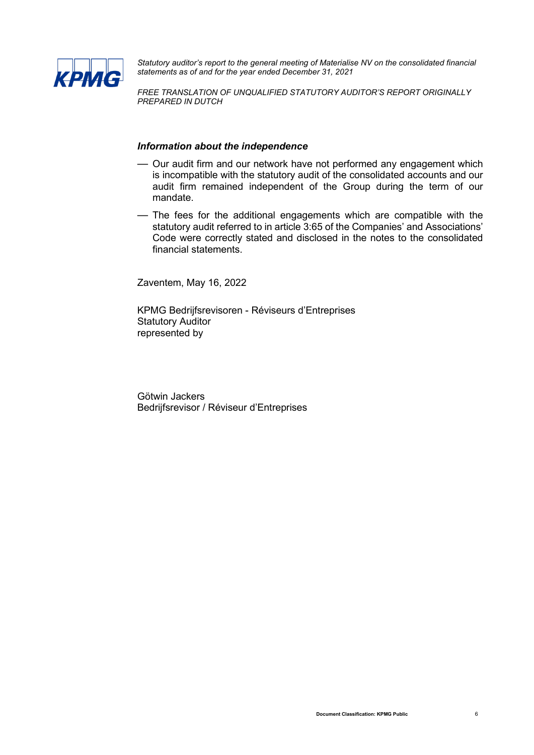### *Information about the independence*

- Our audit firm and our network have not performed any engagement which is incompatible with the statutory audit of the consolidated accounts and our audit firm remained independent of the Group during the term of our mandate.
- The fees for the additional engagements which are compatible with the statutory audit referred to in article 3:65 of the Companies' and Associations' Code were correctly stated and disclosed in the notes to the consolidated financial statements.

Zaventem, May 16, 2022

KPMG Bedrijfsrevisoren - Réviseurs d'Entreprises
Statutory Auditor
represented by

Götwin Jackers
Bedrijfsrevisor / Réviseur d'Entreprises